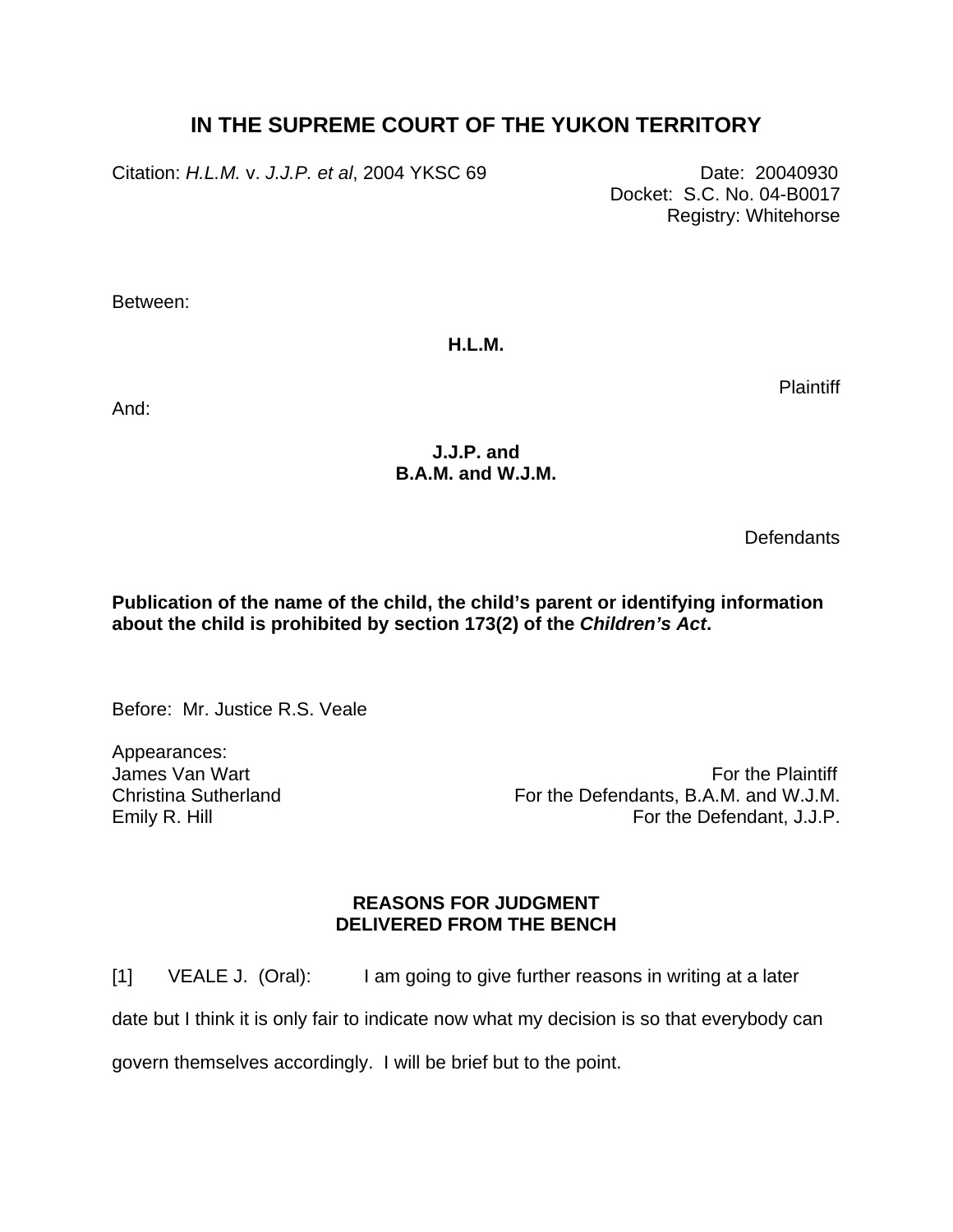# IN THE SUPREME COURT OF THE YUKON TERRITORY

Citation: *H.L.M.* v. *J.J.P. et al*, 2004 YKSC 69

Date: 20040930
Docket: S.C. No. 04-B0017
Registry: Whitehorse

Between:

**H.L.M.**

Plaintiff

And:

**J.J.P. and**
**B.A.M. and W.J.M.**

Defendants

**Publication of the name of the child, the child's parent or identifying information about the child is prohibited by section 173(2) of the *Children's Act*.**

Before: Mr. Justice R.S. Veale

Appearances:

| | |
|---|---|
| James Van Wart | For the Plaintiff |
| Christina Sutherland | For the Defendants, B.A.M. and W.J.M. |
| Emily R. Hill | For the Defendant, J.J.P. |

**REASONS FOR JUDGMENT**
**DELIVERED FROM THE BENCH**

[1] VEALE J. (Oral): I am going to give further reasons in writing at a later date but I think it is only fair to indicate now what my decision is so that everybody can govern themselves accordingly. I will be brief but to the point.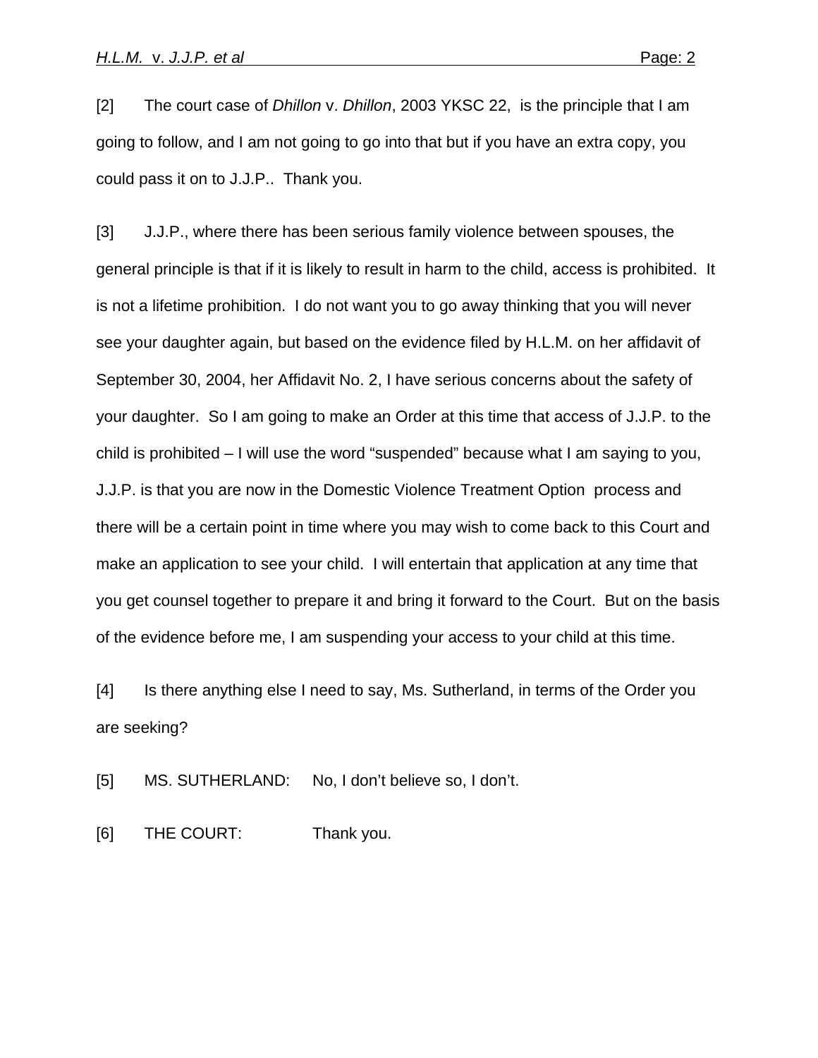[2] The court case of *Dhillon* v. *Dhillon*, 2003 YKSC 22, is the principle that I am going to follow, and I am not going to go into that but if you have an extra copy, you could pass it on to J.J.P.. Thank you.

[3] J.J.P., where there has been serious family violence between spouses, the general principle is that if it is likely to result in harm to the child, access is prohibited. It is not a lifetime prohibition. I do not want you to go away thinking that you will never see your daughter again, but based on the evidence filed by H.L.M. on her affidavit of September 30, 2004, her Affidavit No. 2, I have serious concerns about the safety of your daughter. So I am going to make an Order at this time that access of J.J.P. to the child is prohibited – I will use the word "suspended" because what I am saying to you, J.J.P. is that you are now in the Domestic Violence Treatment Option process and there will be a certain point in time where you may wish to come back to this Court and make an application to see your child. I will entertain that application at any time that you get counsel together to prepare it and bring it forward to the Court. But on the basis of the evidence before me, I am suspending your access to your child at this time.

[4] Is there anything else I need to say, Ms. Sutherland, in terms of the Order you are seeking?

[5] MS. SUTHERLAND: No, I don't believe so, I don't.

[6] THE COURT: Thank you.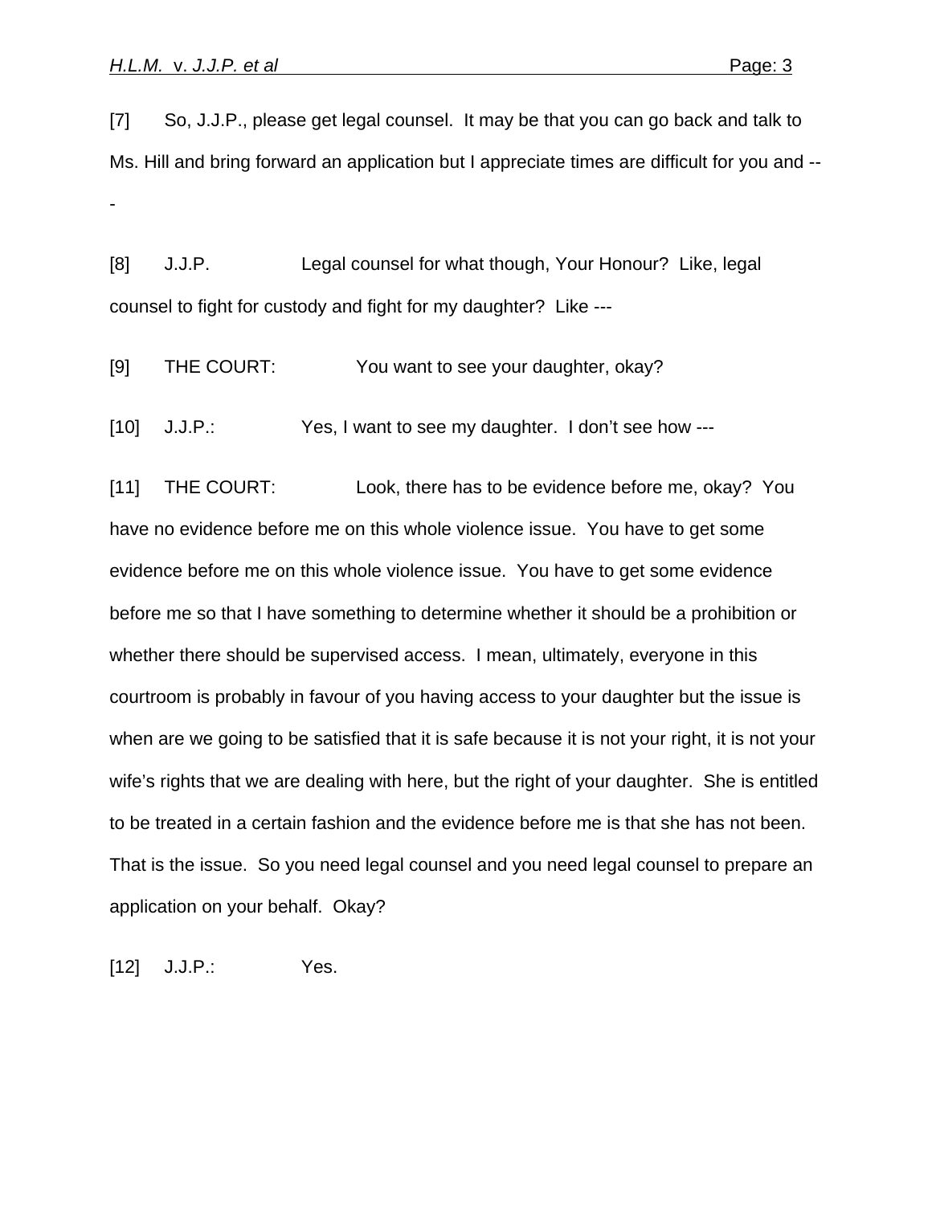[7] So, J.J.P., please get legal counsel. It may be that you can go back and talk to Ms. Hill and bring forward an application but I appreciate times are difficult for you and ---

[8] J.J.P. Legal counsel for what though, Your Honour? Like, legal counsel to fight for custody and fight for my daughter? Like ---

[9] THE COURT: You want to see your daughter, okay?

[10] J.J.P.: Yes, I want to see my daughter. I don't see how ---

[11] THE COURT: Look, there has to be evidence before me, okay? You have no evidence before me on this whole violence issue. You have to get some evidence before me on this whole violence issue. You have to get some evidence before me so that I have something to determine whether it should be a prohibition or whether there should be supervised access. I mean, ultimately, everyone in this courtroom is probably in favour of you having access to your daughter but the issue is when are we going to be satisfied that it is safe because it is not your right, it is not your wife's rights that we are dealing with here, but the right of your daughter. She is entitled to be treated in a certain fashion and the evidence before me is that she has not been. That is the issue. So you need legal counsel and you need legal counsel to prepare an application on your behalf. Okay?

[12] J.J.P.: Yes.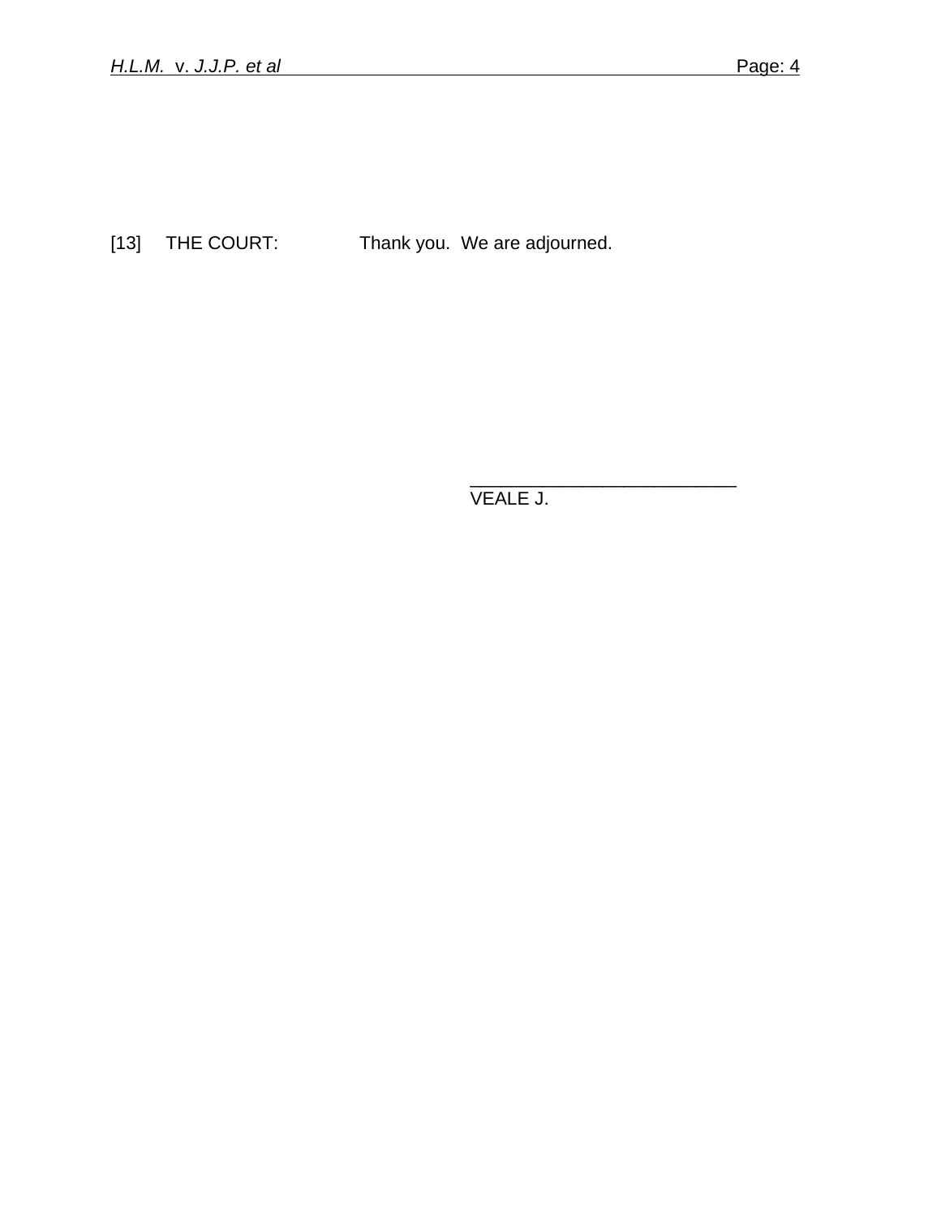[13] THE COURT: Thank you. We are adjourned.

___________________________
VEALE J.